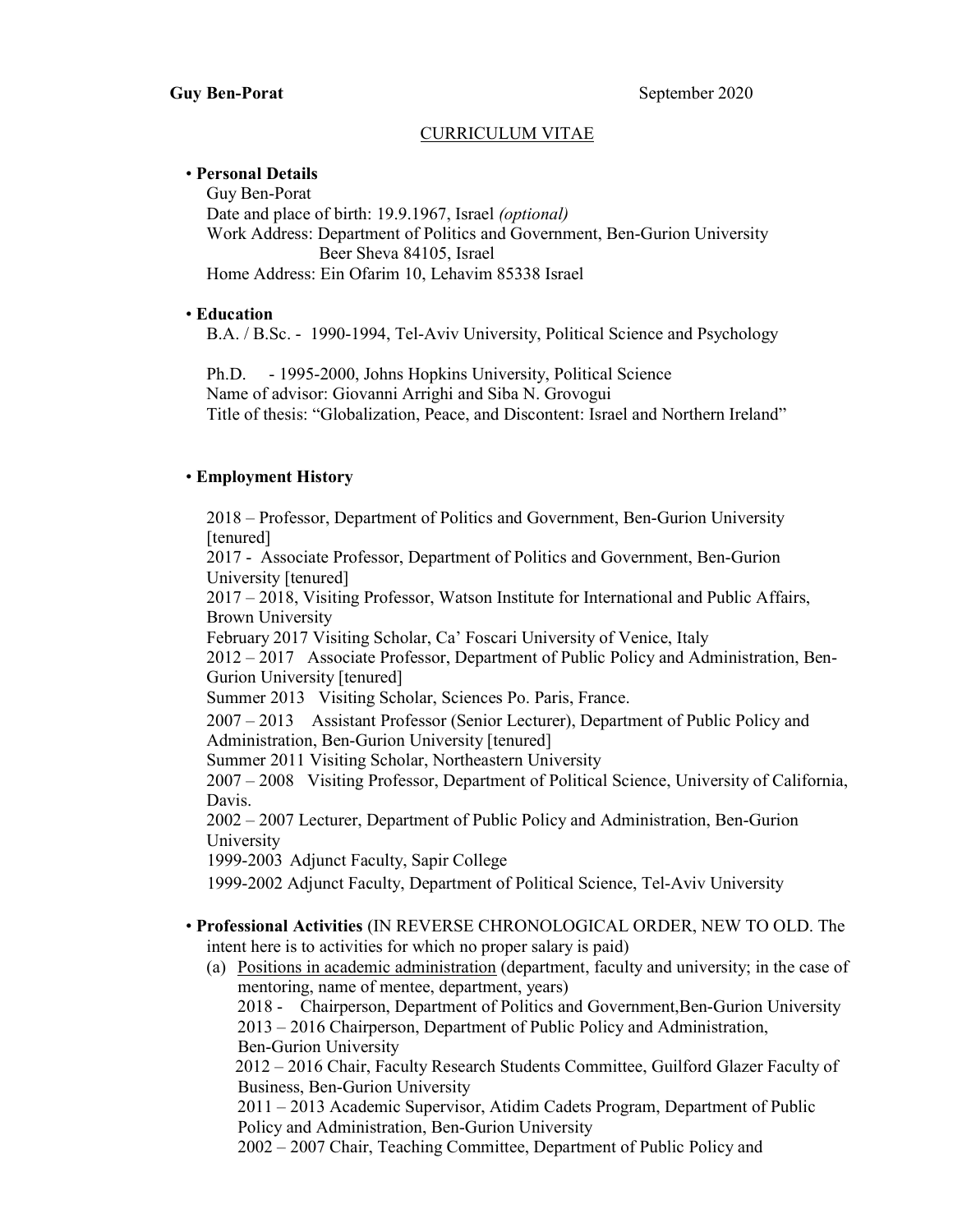**Guy Ben-Porat** September 2020

CURRICULUM VITAE

- **Personal Details**

  Guy Ben-Porat
  Date and place of birth: 19.9.1967, Israel *(optional)*
  Work Address: Department of Politics and Government, Ben-Gurion University
  Beer Sheva 84105, Israel
  Home Address: Ein Ofarim 10, Lehavim 85338 Israel

- **Education**

  B.A. / B.Sc. - 1990-1994, Tel-Aviv University, Political Science and Psychology

  Ph.D. - 1995-2000, Johns Hopkins University, Political Science
  Name of advisor: Giovanni Arrighi and Siba N. Grovogui
  Title of thesis: "Globalization, Peace, and Discontent: Israel and Northern Ireland"

- **Employment History**

  2018 – Professor, Department of Politics and Government, Ben-Gurion University [tenured]
  2017 - Associate Professor, Department of Politics and Government, Ben-Gurion University [tenured]
  2017 – 2018, Visiting Professor, Watson Institute for International and Public Affairs, Brown University
  February 2017 Visiting Scholar, Ca' Foscari University of Venice, Italy
  2012 – 2017 Associate Professor, Department of Public Policy and Administration, Ben-Gurion University [tenured]
  Summer 2013 Visiting Scholar, Sciences Po. Paris, France.
  2007 – 2013 Assistant Professor (Senior Lecturer), Department of Public Policy and Administration, Ben-Gurion University [tenured]
  Summer 2011 Visiting Scholar, Northeastern University
  2007 – 2008 Visiting Professor, Department of Political Science, University of California, Davis.
  2002 – 2007 Lecturer, Department of Public Policy and Administration, Ben-Gurion University
  1999-2003 Adjunct Faculty, Sapir College
  1999-2002 Adjunct Faculty, Department of Political Science, Tel-Aviv University

- **Professional Activities** (IN REVERSE CHRONOLOGICAL ORDER, NEW TO OLD. The intent here is to activities for which no proper salary is paid)
  (a) Positions in academic administration (department, faculty and university; in the case of mentoring, name of mentee, department, years)
  2018 - Chairperson, Department of Politics and Government,Ben-Gurion University
  2013 – 2016 Chairperson, Department of Public Policy and Administration, Ben-Gurion University
  2012 – 2016 Chair, Faculty Research Students Committee, Guilford Glazer Faculty of Business, Ben-Gurion University
  2011 – 2013 Academic Supervisor, Atidim Cadets Program, Department of Public Policy and Administration, Ben-Gurion University
  2002 – 2007 Chair, Teaching Committee, Department of Public Policy and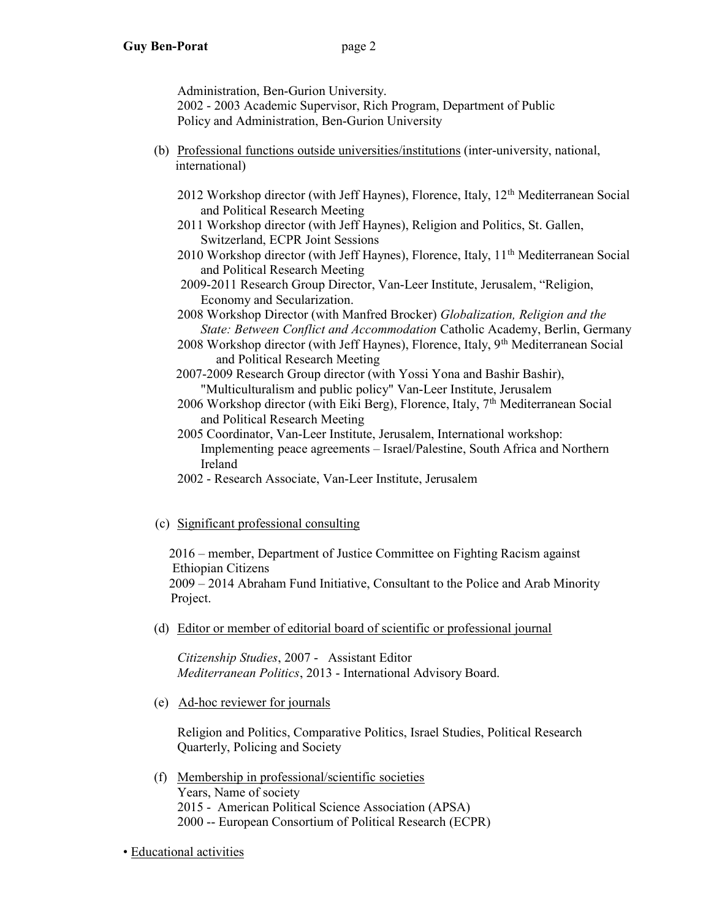Administration, Ben-Gurion University.
2002 - 2003 Academic Supervisor, Rich Program, Department of Public Policy and Administration, Ben-Gurion University

(b) Professional functions outside universities/institutions (inter-university, national, international)

2012 Workshop director (with Jeff Haynes), Florence, Italy, 12th Mediterranean Social and Political Research Meeting
2011 Workshop director (with Jeff Haynes), Religion and Politics, St. Gallen, Switzerland, ECPR Joint Sessions
2010 Workshop director (with Jeff Haynes), Florence, Italy, 11th Mediterranean Social and Political Research Meeting
2009-2011 Research Group Director, Van-Leer Institute, Jerusalem, "Religion, Economy and Secularization.
2008 Workshop Director (with Manfred Brocker) *Globalization, Religion and the State: Between Conflict and Accommodation* Catholic Academy, Berlin, Germany
2008 Workshop director (with Jeff Haynes), Florence, Italy, 9th Mediterranean Social and Political Research Meeting
2007-2009 Research Group director (with Yossi Yona and Bashir Bashir), "Multiculturalism and public policy" Van-Leer Institute, Jerusalem
2006 Workshop director (with Eiki Berg), Florence, Italy, 7th Mediterranean Social and Political Research Meeting
2005 Coordinator, Van-Leer Institute, Jerusalem, International workshop: Implementing peace agreements – Israel/Palestine, South Africa and Northern Ireland
2002 - Research Associate, Van-Leer Institute, Jerusalem

(c) Significant professional consulting

2016 – member, Department of Justice Committee on Fighting Racism against Ethiopian Citizens
2009 – 2014 Abraham Fund Initiative, Consultant to the Police and Arab Minority Project.

(d) Editor or member of editorial board of scientific or professional journal

*Citizenship Studies*, 2007 - Assistant Editor
*Mediterranean Politics*, 2013 - International Advisory Board.

(e) Ad-hoc reviewer for journals

Religion and Politics, Comparative Politics, Israel Studies, Political Research Quarterly, Policing and Society

(f) Membership in professional/scientific societies
Years, Name of society
2015 - American Political Science Association (APSA)
2000 -- European Consortium of Political Research (ECPR)

• Educational activities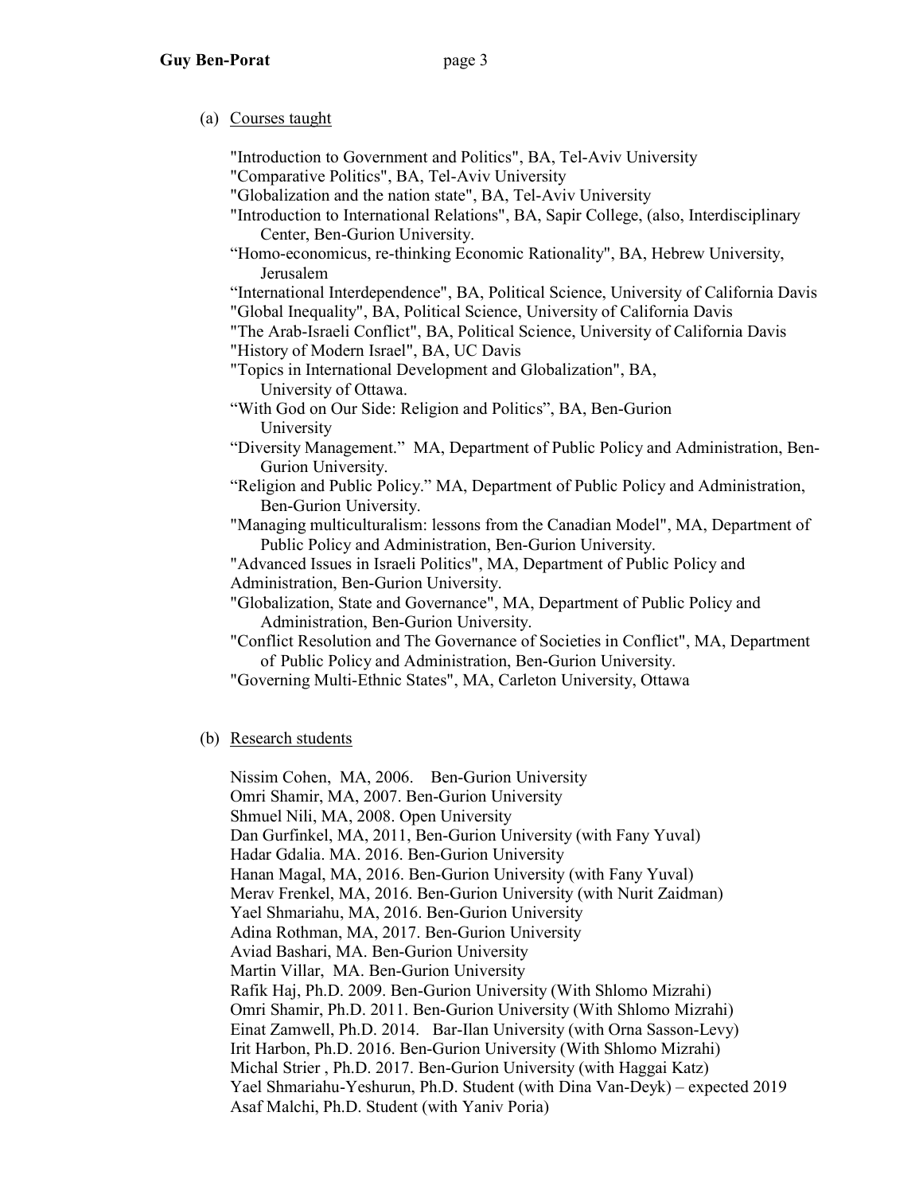(a) Courses taught

"Introduction to Government and Politics", BA, Tel-Aviv University
"Comparative Politics", BA, Tel-Aviv University
"Globalization and the nation state", BA, Tel-Aviv University
"Introduction to International Relations", BA, Sapir College, (also, Interdisciplinary Center, Ben-Gurion University.
"Homo-economicus, re-thinking Economic Rationality", BA, Hebrew University, Jerusalem
"International Interdependence", BA, Political Science, University of California Davis
"Global Inequality", BA, Political Science, University of California Davis
"The Arab-Israeli Conflict", BA, Political Science, University of California Davis
"History of Modern Israel", BA, UC Davis
"Topics in International Development and Globalization", BA, University of Ottawa.
"With God on Our Side: Religion and Politics", BA, Ben-Gurion University
"Diversity Management." MA, Department of Public Policy and Administration, Ben-Gurion University.
"Religion and Public Policy." MA, Department of Public Policy and Administration, Ben-Gurion University.
"Managing multiculturalism: lessons from the Canadian Model", MA, Department of Public Policy and Administration, Ben-Gurion University.
"Advanced Issues in Israeli Politics", MA, Department of Public Policy and Administration, Ben-Gurion University.
"Globalization, State and Governance", MA, Department of Public Policy and Administration, Ben-Gurion University.
"Conflict Resolution and The Governance of Societies in Conflict", MA, Department of Public Policy and Administration, Ben-Gurion University.
"Governing Multi-Ethnic States", MA, Carleton University, Ottawa

(b) Research students

Nissim Cohen, MA, 2006. Ben-Gurion University
Omri Shamir, MA, 2007. Ben-Gurion University
Shmuel Nili, MA, 2008. Open University
Dan Gurfinkel, MA, 2011, Ben-Gurion University (with Fany Yuval)
Hadar Gdalia. MA. 2016. Ben-Gurion University
Hanan Magal, MA, 2016. Ben-Gurion University (with Fany Yuval)
Merav Frenkel, MA, 2016. Ben-Gurion University (with Nurit Zaidman)
Yael Shmariahu, MA, 2016. Ben-Gurion University
Adina Rothman, MA, 2017. Ben-Gurion University
Aviad Bashari, MA. Ben-Gurion University
Martin Villar, MA. Ben-Gurion University
Rafik Haj, Ph.D. 2009. Ben-Gurion University (With Shlomo Mizrahi)
Omri Shamir, Ph.D. 2011. Ben-Gurion University (With Shlomo Mizrahi)
Einat Zamwell, Ph.D. 2014. Bar-Ilan University (with Orna Sasson-Levy)
Irit Harbon, Ph.D. 2016. Ben-Gurion University (With Shlomo Mizrahi)
Michal Strier , Ph.D. 2017. Ben-Gurion University (with Haggai Katz)
Yael Shmariahu-Yeshurun, Ph.D. Student (with Dina Van-Deyk) – expected 2019
Asaf Malchi, Ph.D. Student (with Yaniv Poria)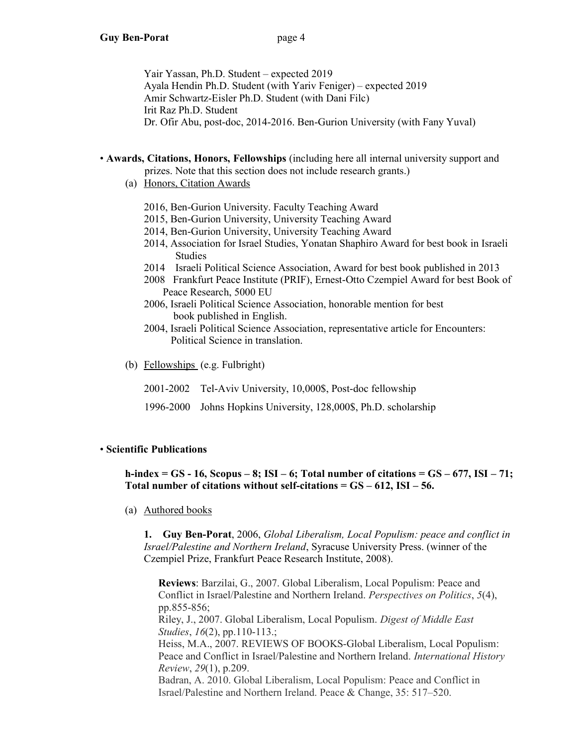Yair Yassan, Ph.D. Student – expected 2019
Ayala Hendin Ph.D. Student (with Yariv Feniger) – expected 2019
Amir Schwartz-Eisler Ph.D. Student (with Dani Filc)
Irit Raz Ph.D. Student
Dr. Ofir Abu, post-doc, 2014-2016. Ben-Gurion University (with Fany Yuval)

- **Awards, Citations, Honors, Fellowships** (including here all internal university support and prizes. Note that this section does not include research grants.)

  (a) Honors, Citation Awards

  2016, Ben-Gurion University. Faculty Teaching Award
  2015, Ben-Gurion University, University Teaching Award
  2014, Ben-Gurion University, University Teaching Award
  2014, Association for Israel Studies, Yonatan Shaphiro Award for best book in Israeli Studies
  2014 Israeli Political Science Association, Award for best book published in 2013
  2008 Frankfurt Peace Institute (PRIF), Ernest-Otto Czempiel Award for best Book of Peace Research, 5000 EU
  2006, Israeli Political Science Association, honorable mention for best book published in English.
  2004, Israeli Political Science Association, representative article for Encounters: Political Science in translation.

  (b) Fellowships (e.g. Fulbright)

  2001-2002 Tel-Aviv University, 10,000$, Post-doc fellowship

  1996-2000 Johns Hopkins University, 128,000$, Ph.D. scholarship

- **Scientific Publications**

  **h-index = GS - 16, Scopus – 8; ISI – 6; Total number of citations = GS – 677, ISI – 71; Total number of citations without self-citations = GS – 612, ISI – 56.**

  (a) Authored books

  **1. Guy Ben-Porat**, 2006, *Global Liberalism, Local Populism: peace and conflict in Israel/Palestine and Northern Ireland*, Syracuse University Press. (winner of the Czempiel Prize, Frankfurt Peace Research Institute, 2008).

  **Reviews**: Barzilai, G., 2007. Global Liberalism, Local Populism: Peace and Conflict in Israel/Palestine and Northern Ireland. *Perspectives on Politics*, *5*(4), pp.855-856;
  Riley, J., 2007. Global Liberalism, Local Populism. *Digest of Middle East Studies*, *16*(2), pp.110-113.;
  Heiss, M.A., 2007. REVIEWS OF BOOKS-Global Liberalism, Local Populism: Peace and Conflict in Israel/Palestine and Northern Ireland. *International History Review*, *29*(1), p.209.
  Badran, A. 2010. Global Liberalism, Local Populism: Peace and Conflict in Israel/Palestine and Northern Ireland. Peace & Change, 35: 517–520.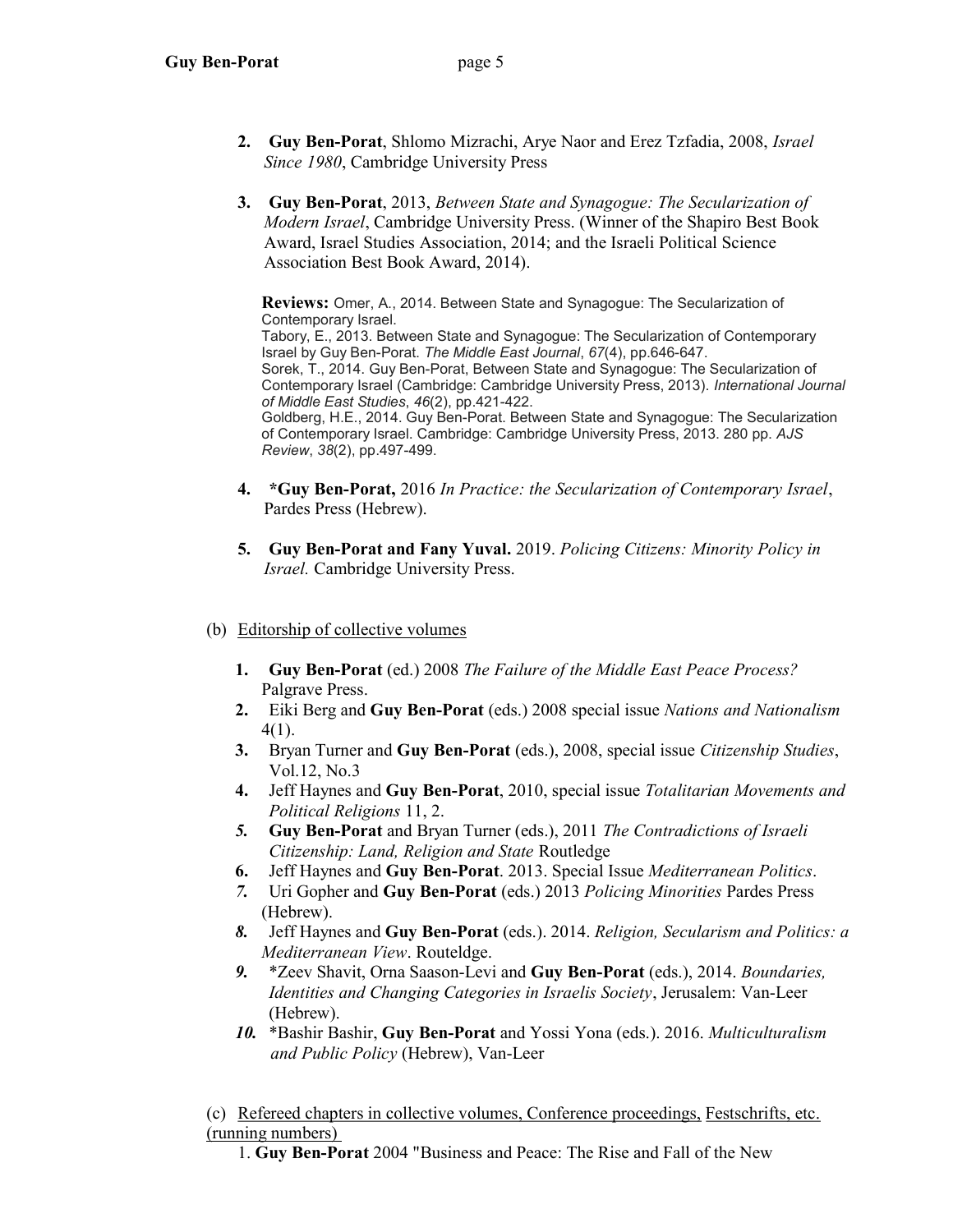2. **Guy Ben-Porat**, Shlomo Mizrachi, Arye Naor and Erez Tzfadia, 2008, *Israel Since 1980*, Cambridge University Press

3. **Guy Ben-Porat**, 2013, *Between State and Synagogue: The Secularization of Modern Israel*, Cambridge University Press. (Winner of the Shapiro Best Book Award, Israel Studies Association, 2014; and the Israeli Political Science Association Best Book Award, 2014).

   **Reviews:** Omer, A., 2014. Between State and Synagogue: The Secularization of Contemporary Israel.
   Tabory, E., 2013. Between State and Synagogue: The Secularization of Contemporary Israel by Guy Ben-Porat. *The Middle East Journal*, *67*(4), pp.646-647.
   Sorek, T., 2014. Guy Ben-Porat, Between State and Synagogue: The Secularization of Contemporary Israel (Cambridge: Cambridge University Press, 2013). *International Journal of Middle East Studies*, *46*(2), pp.421-422.
   Goldberg, H.E., 2014. Guy Ben-Porat. Between State and Synagogue: The Secularization of Contemporary Israel. Cambridge: Cambridge University Press, 2013. 280 pp. *AJS Review*, *38*(2), pp.497-499.

4. ***Guy Ben-Porat,** 2016 *In Practice: the Secularization of Contemporary Israel*, Pardes Press (Hebrew).

5. **Guy Ben-Porat and Fany Yuval.** 2019. *Policing Citizens: Minority Policy in Israel.* Cambridge University Press.

(b) <u>Editorship of collective volumes</u>

1. **Guy Ben-Porat** (ed.) 2008 *The Failure of the Middle East Peace Process?* Palgrave Press.
2. Eiki Berg and **Guy Ben-Porat** (eds.) 2008 special issue *Nations and Nationalism* 4(1).
3. Bryan Turner and **Guy Ben-Porat** (eds.), 2008, special issue *Citizenship Studies*, Vol.12, No.3
4. Jeff Haynes and **Guy Ben-Porat**, 2010, special issue *Totalitarian Movements and Political Religions* 11, 2.
5. **Guy Ben-Porat** and Bryan Turner (eds.), 2011 *The Contradictions of Israeli Citizenship: Land, Religion and State* Routledge
6. Jeff Haynes and **Guy Ben-Porat**. 2013. Special Issue *Mediterranean Politics*.
7. Uri Gopher and **Guy Ben-Porat** (eds.) 2013 *Policing Minorities* Pardes Press (Hebrew).
8. Jeff Haynes and **Guy Ben-Porat** (eds.). 2014. *Religion, Secularism and Politics: a Mediterranean View*. Routeldge.
9. *Zeev Shavit, Orna Saason-Levi and **Guy Ben-Porat** (eds.), 2014. *Boundaries, Identities and Changing Categories in Israelis Society*, Jerusalem: Van-Leer (Hebrew).
10. *Bashir Bashir, **Guy Ben-Porat** and Yossi Yona (eds.). 2016. *Multiculturalism and Public Policy* (Hebrew), Van-Leer

(c) <u>Refereed chapters in collective volumes, Conference proceedings, Festschrifts, etc. (running numbers)</u>

1. **Guy Ben-Porat** 2004 "Business and Peace: The Rise and Fall of the New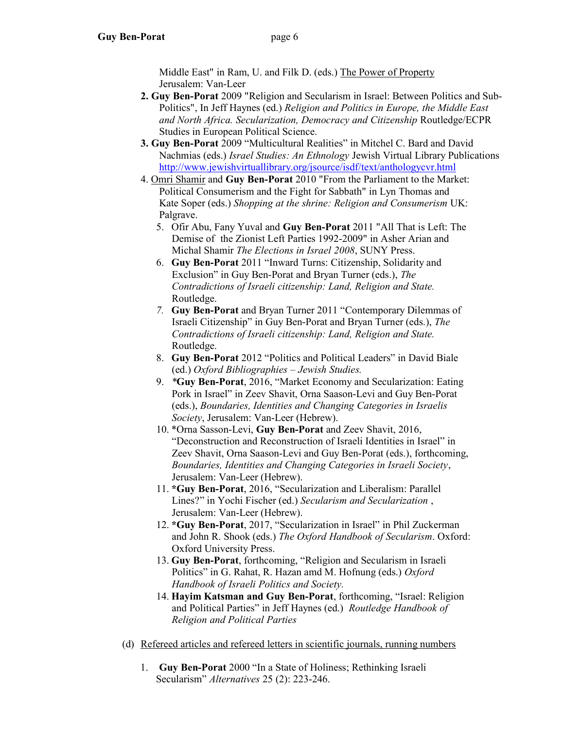Middle East" in Ram, U. and Filk D. (eds.) The Power of Property Jerusalem: Van-Leer

2. **Guy Ben-Porat** 2009 "Religion and Secularism in Israel: Between Politics and Sub-Politics", In Jeff Haynes (ed.) *Religion and Politics in Europe, the Middle East and North Africa. Secularization, Democracy and Citizenship* Routledge/ECPR Studies in European Political Science.
3. **Guy Ben-Porat** 2009 "Multicultural Realities" in Mitchel C. Bard and David Nachmias (eds.) *Israel Studies: An Ethnology* Jewish Virtual Library Publications http://www.jewishvirtuallibrary.org/jsource/isdf/text/anthologycvr.html
4. Omri Shamir and **Guy Ben-Porat** 2010 "From the Parliament to the Market: Political Consumerism and the Fight for Sabbath" in Lyn Thomas and Kate Soper (eds.) *Shopping at the shrine: Religion and Consumerism* UK: Palgrave.
5. Ofir Abu, Fany Yuval and **Guy Ben-Porat** 2011 "All That is Left: The Demise of the Zionist Left Parties 1992-2009" in Asher Arian and Michal Shamir *The Elections in Israel 2008*, SUNY Press.
6. **Guy Ben-Porat** 2011 "Inward Turns: Citizenship, Solidarity and Exclusion" in Guy Ben-Porat and Bryan Turner (eds.), *The Contradictions of Israeli citizenship: Land, Religion and State.* Routledge.
7. **Guy Ben-Porat** and Bryan Turner 2011 "Contemporary Dilemmas of Israeli Citizenship" in Guy Ben-Porat and Bryan Turner (eds.), *The Contradictions of Israeli citizenship: Land, Religion and State.* Routledge.
8. **Guy Ben-Porat** 2012 "Politics and Political Leaders" in David Biale (ed.) *Oxford Bibliographies – Jewish Studies.*
9. ***Guy Ben-Porat**, 2016, "Market Economy and Secularization: Eating Pork in Israel" in Zeev Shavit, Orna Saason-Levi and Guy Ben-Porat (eds.), *Boundaries, Identities and Changing Categories in Israelis Society*, Jerusalem: Van-Leer (Hebrew).
10. *Orna Sasson-Levi, **Guy Ben-Porat** and Zeev Shavit, 2016, "Deconstruction and Reconstruction of Israeli Identities in Israel" in Zeev Shavit, Orna Saason-Levi and Guy Ben-Porat (eds.), forthcoming, *Boundaries, Identities and Changing Categories in Israeli Society*, Jerusalem: Van-Leer (Hebrew).
11. ***Guy Ben-Porat**, 2016, "Secularization and Liberalism: Parallel Lines?" in Yochi Fischer (ed.) *Secularism and Secularization* , Jerusalem: Van-Leer (Hebrew).
12. ***Guy Ben-Porat**, 2017, "Secularization in Israel" in Phil Zuckerman and John R. Shook (eds.) *The Oxford Handbook of Secularism*. Oxford: Oxford University Press.
13. **Guy Ben-Porat**, forthcoming, "Religion and Secularism in Israeli Politics" in G. Rahat, R. Hazan amd M. Hofnung (eds.) *Oxford Handbook of Israeli Politics and Society.*
14. **Hayim Katsman and Guy Ben-Porat**, forthcoming, "Israel: Religion and Political Parties" in Jeff Haynes (ed.) *Routledge Handbook of Religion and Political Parties*

(d) Refereed articles and refereed letters in scientific journals, running numbers

1. **Guy Ben-Porat** 2000 "In a State of Holiness; Rethinking Israeli Secularism" *Alternatives* 25 (2): 223-246.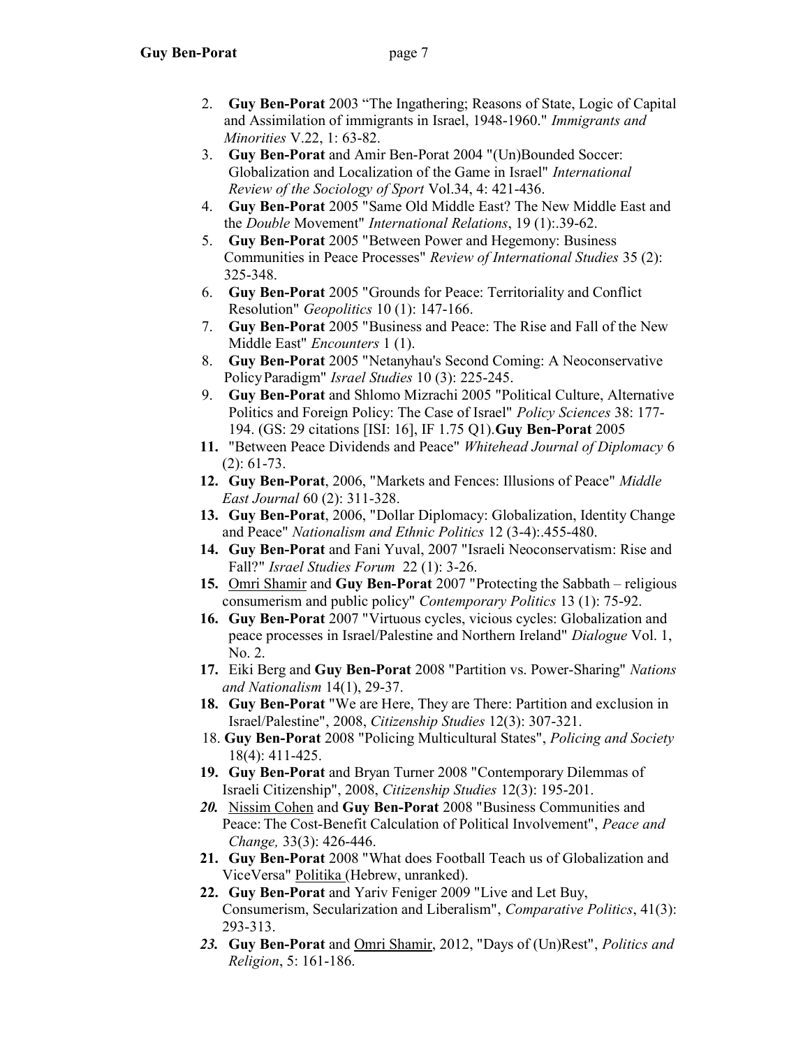2. **Guy Ben-Porat** 2003 "The Ingathering; Reasons of State, Logic of Capital and Assimilation of immigrants in Israel, 1948-1960." *Immigrants and Minorities* V.22, 1: 63-82.
3. **Guy Ben-Porat** and Amir Ben-Porat 2004 "(Un)Bounded Soccer: Globalization and Localization of the Game in Israel" *International Review of the Sociology of Sport* Vol.34, 4: 421-436.
4. **Guy Ben-Porat** 2005 "Same Old Middle East? The New Middle East and the *Double* Movement" *International Relations*, 19 (1):.39-62.
5. **Guy Ben-Porat** 2005 "Between Power and Hegemony: Business Communities in Peace Processes" *Review of International Studies* 35 (2): 325-348.
6. **Guy Ben-Porat** 2005 "Grounds for Peace: Territoriality and Conflict Resolution" *Geopolitics* 10 (1): 147-166.
7. **Guy Ben-Porat** 2005 "Business and Peace: The Rise and Fall of the New Middle East" *Encounters* 1 (1).
8. **Guy Ben-Porat** 2005 "Netanyhau's Second Coming: A Neoconservative Policy Paradigm" *Israel Studies* 10 (3): 225-245.
9. **Guy Ben-Porat** and Shlomo Mizrachi 2005 "Political Culture, Alternative Politics and Foreign Policy: The Case of Israel" *Policy Sciences* 38: 177-194. (GS: 29 citations [ISI: 16], IF 1.75 Q1).**Guy Ben-Porat** 2005
11. "Between Peace Dividends and Peace" *Whitehead Journal of Diplomacy* 6 (2): 61-73.
12. **Guy Ben-Porat**, 2006, "Markets and Fences: Illusions of Peace" *Middle East Journal* 60 (2): 311-328.
13. **Guy Ben-Porat**, 2006, "Dollar Diplomacy: Globalization, Identity Change and Peace" *Nationalism and Ethnic Politics* 12 (3-4):.455-480.
14. **Guy Ben-Porat** and Fani Yuval, 2007 "Israeli Neoconservatism: Rise and Fall?" *Israel Studies Forum* 22 (1): 3-26.
15. Omri Shamir and **Guy Ben-Porat** 2007 "Protecting the Sabbath – religious consumerism and public policy" *Contemporary Politics* 13 (1): 75-92.
16. **Guy Ben-Porat** 2007 "Virtuous cycles, vicious cycles: Globalization and peace processes in Israel/Palestine and Northern Ireland" *Dialogue* Vol. 1, No. 2.
17. Eiki Berg and **Guy Ben-Porat** 2008 "Partition vs. Power-Sharing" *Nations and Nationalism* 14(1), 29-37.
18. **Guy Ben-Porat** "We are Here, They are There: Partition and exclusion in Israel/Palestine", 2008, *Citizenship Studies* 12(3): 307-321.
18. **Guy Ben-Porat** 2008 "Policing Multicultural States", *Policing and Society* 18(4): 411-425.
19. **Guy Ben-Porat** and Bryan Turner 2008 "Contemporary Dilemmas of Israeli Citizenship", 2008, *Citizenship Studies* 12(3): 195-201.
20. Nissim Cohen and **Guy Ben-Porat** 2008 "Business Communities and Peace: The Cost-Benefit Calculation of Political Involvement", *Peace and Change,* 33(3): 426-446.
21. **Guy Ben-Porat** 2008 "What does Football Teach us of Globalization and ViceVersa" Politika (Hebrew, unranked).
22. **Guy Ben-Porat** and Yariv Feniger 2009 "Live and Let Buy, Consumerism, Secularization and Liberalism", *Comparative Politics*, 41(3): 293-313.
23. **Guy Ben-Porat** and Omri Shamir, 2012, "Days of (Un)Rest", *Politics and Religion*, 5: 161-186.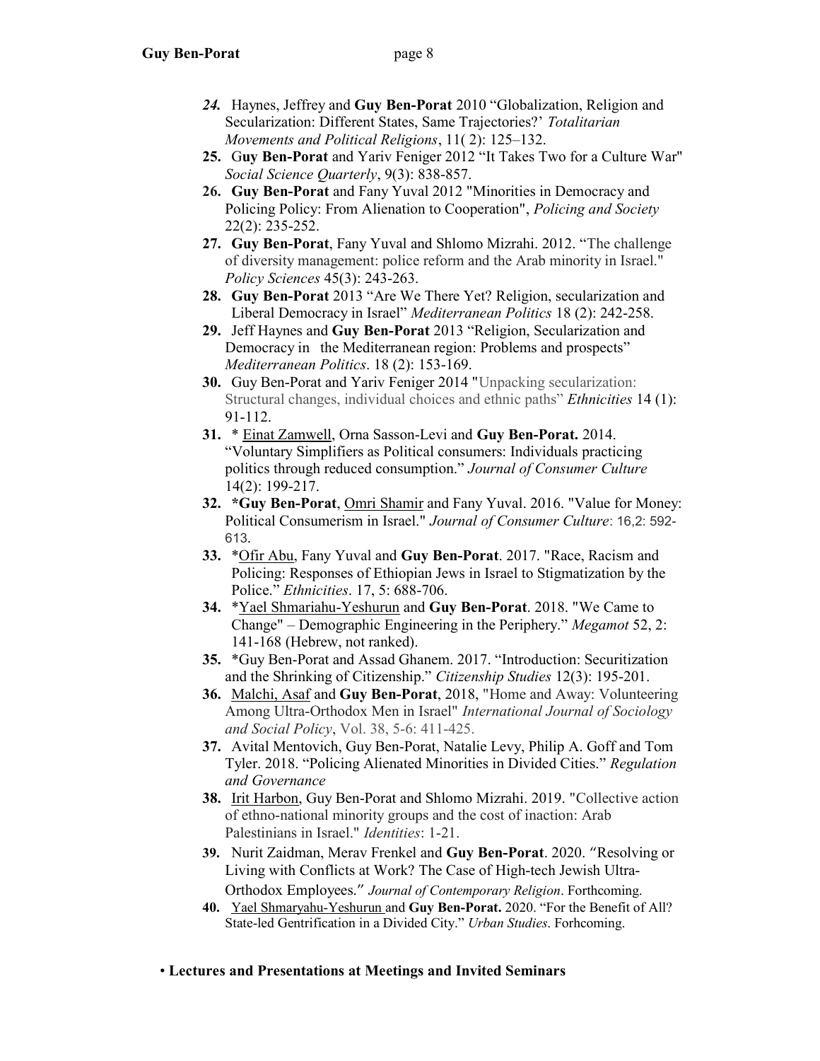24. Haynes, Jeffrey and **Guy Ben-Porat** 2010 "Globalization, Religion and Secularization: Different States, Same Trajectories?' *Totalitarian Movements and Political Religions*, 11( 2): 125–132.
25. G**uy Ben-Porat** and Yariv Feniger 2012 "It Takes Two for a Culture War" *Social Science Quarterly*, 9(3): 838-857.
26. **Guy Ben-Porat** and Fany Yuval 2012 "Minorities in Democracy and Policing Policy: From Alienation to Cooperation", *Policing and Society* 22(2): 235-252.
27. **Guy Ben-Porat**, Fany Yuval and Shlomo Mizrahi. 2012. "The challenge of diversity management: police reform and the Arab minority in Israel." *Policy Sciences* 45(3): 243-263.
28. **Guy Ben-Porat** 2013 "Are We There Yet? Religion, secularization and Liberal Democracy in Israel" *Mediterranean Politics* 18 (2): 242-258.
29. Jeff Haynes and **Guy Ben-Porat** 2013 "Religion, Secularization and Democracy in the Mediterranean region: Problems and prospects" *Mediterranean Politics*. 18 (2): 153-169.
30. Guy Ben-Porat and Yariv Feniger 2014 "Unpacking secularization: Structural changes, individual choices and ethnic paths" *Ethnicities* 14 (1): 91-112.
31. * Einat Zamwell, Orna Sasson-Levi and **Guy Ben-Porat.** 2014. "Voluntary Simplifiers as Political consumers: Individuals practicing politics through reduced consumption." *Journal of Consumer Culture* 14(2): 199-217.
32. ***Guy Ben-Porat**, Omri Shamir and Fany Yuval. 2016. "Value for Money: Political Consumerism in Israel." *Journal of Consumer Culture*: 16,2: 592-613.
33. *Ofir Abu, Fany Yuval and **Guy Ben-Porat**. 2017. "Race, Racism and Policing: Responses of Ethiopian Jews in Israel to Stigmatization by the Police." *Ethnicities*. 17, 5: 688-706.
34. *Yael Shmariahu-Yeshurun and **Guy Ben-Porat**. 2018. "We Came to Change" – Demographic Engineering in the Periphery." *Megamot* 52, 2: 141-168 (Hebrew, not ranked).
35. *Guy Ben-Porat and Assad Ghanem. 2017. "Introduction: Securitization and the Shrinking of Citizenship." *Citizenship Studies* 12(3): 195-201.
36. Malchi, Asaf and **Guy Ben-Porat**, 2018, "Home and Away: Volunteering Among Ultra-Orthodox Men in Israel" *International Journal of Sociology and Social Policy*, Vol. 38, 5-6: 411-425.
37. Avital Mentovich, Guy Ben-Porat, Natalie Levy, Philip A. Goff and Tom Tyler. 2018. "Policing Alienated Minorities in Divided Cities." *Regulation and Governance*
38. Irit Harbon, Guy Ben-Porat and Shlomo Mizrahi. 2019. "Collective action of ethno-national minority groups and the cost of inaction: Arab Palestinians in Israel." *Identities*: 1-21.
39. Nurit Zaidman, Merav Frenkel and **Guy Ben-Porat**. 2020. "Resolving or Living with Conflicts at Work? The Case of High-tech Jewish Ultra-Orthodox Employees." *Journal of Contemporary Religion*. Forthcoming.
40. Yael Shmaryahu-Yeshurun and **Guy Ben-Porat.** 2020. "For the Benefit of All? State-led Gentrification in a Divided City." *Urban Studies*. Forhcoming.

• **Lectures and Presentations at Meetings and Invited Seminars**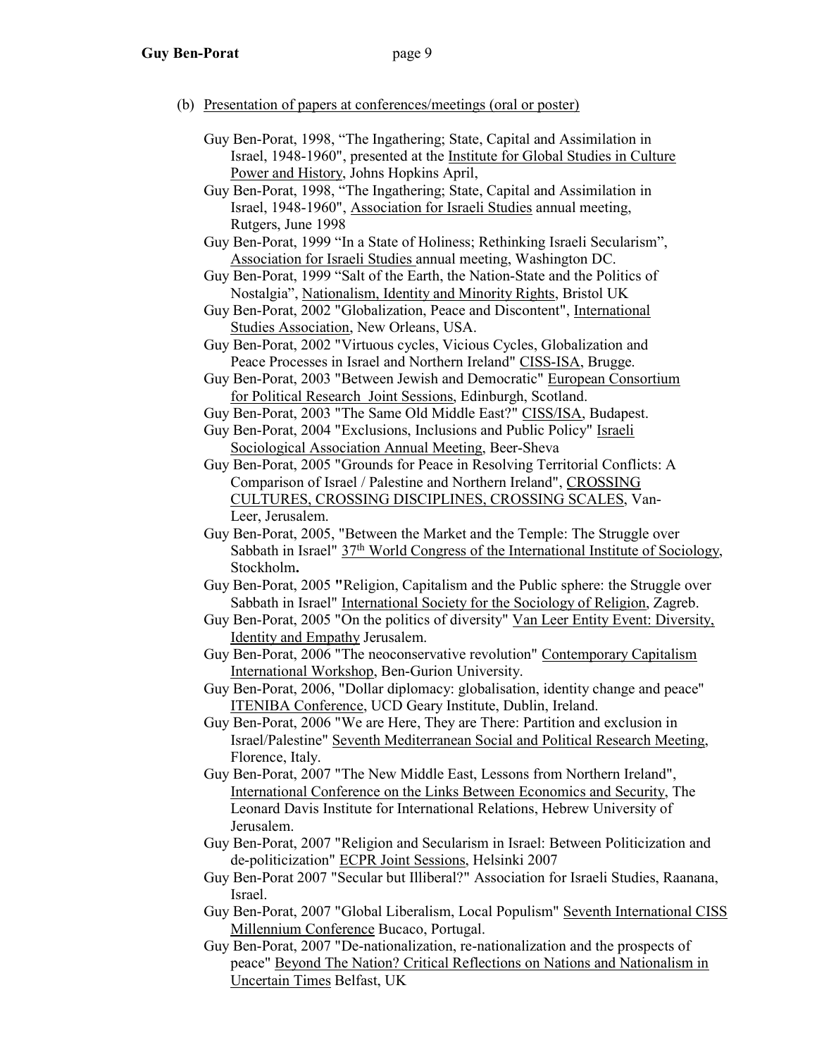(b) Presentation of papers at conferences/meetings (oral or poster)

- Guy Ben-Porat, 1998, "The Ingathering; State, Capital and Assimilation in Israel, 1948-1960", presented at the Institute for Global Studies in Culture Power and History, Johns Hopkins April,
- Guy Ben-Porat, 1998, "The Ingathering; State, Capital and Assimilation in Israel, 1948-1960", Association for Israeli Studies annual meeting, Rutgers, June 1998
- Guy Ben-Porat, 1999 "In a State of Holiness; Rethinking Israeli Secularism", Association for Israeli Studies annual meeting, Washington DC.
- Guy Ben-Porat, 1999 "Salt of the Earth, the Nation-State and the Politics of Nostalgia", Nationalism, Identity and Minority Rights, Bristol UK
- Guy Ben-Porat, 2002 "Globalization, Peace and Discontent", International Studies Association, New Orleans, USA.
- Guy Ben-Porat, 2002 "Virtuous cycles, Vicious Cycles, Globalization and Peace Processes in Israel and Northern Ireland" CISS-ISA, Brugge.
- Guy Ben-Porat, 2003 "Between Jewish and Democratic" European Consortium for Political Research Joint Sessions, Edinburgh, Scotland.
- Guy Ben-Porat, 2003 "The Same Old Middle East?" CISS/ISA, Budapest.
- Guy Ben-Porat, 2004 "Exclusions, Inclusions and Public Policy" Israeli Sociological Association Annual Meeting, Beer-Sheva
- Guy Ben-Porat, 2005 "Grounds for Peace in Resolving Territorial Conflicts: A Comparison of Israel / Palestine and Northern Ireland", CROSSING CULTURES, CROSSING DISCIPLINES, CROSSING SCALES, Van-Leer, Jerusalem.
- Guy Ben-Porat, 2005, "Between the Market and the Temple: The Struggle over Sabbath in Israel" 37th World Congress of the International Institute of Sociology, Stockholm**.**
- Guy Ben-Porat, 2005 **"**Religion, Capitalism and the Public sphere: the Struggle over Sabbath in Israel" International Society for the Sociology of Religion, Zagreb.
- Guy Ben-Porat, 2005 "On the politics of diversity" Van Leer Entity Event: Diversity, Identity and Empathy Jerusalem.
- Guy Ben-Porat, 2006 "The neoconservative revolution" Contemporary Capitalism International Workshop, Ben-Gurion University.
- Guy Ben-Porat, 2006, "Dollar diplomacy: globalisation, identity change and peace" ITENIBA Conference, UCD Geary Institute, Dublin, Ireland.
- Guy Ben-Porat, 2006 "We are Here, They are There: Partition and exclusion in Israel/Palestine" Seventh Mediterranean Social and Political Research Meeting, Florence, Italy.
- Guy Ben-Porat, 2007 "The New Middle East, Lessons from Northern Ireland", International Conference on the Links Between Economics and Security, The Leonard Davis Institute for International Relations, Hebrew University of Jerusalem.
- Guy Ben-Porat, 2007 "Religion and Secularism in Israel: Between Politicization and de-politicization" ECPR Joint Sessions, Helsinki 2007
- Guy Ben-Porat 2007 "Secular but Illiberal?" Association for Israeli Studies, Raanana, Israel.
- Guy Ben-Porat, 2007 "Global Liberalism, Local Populism" Seventh International CISS Millennium Conference Bucaco, Portugal.
- Guy Ben-Porat, 2007 "De-nationalization, re-nationalization and the prospects of peace" Beyond The Nation? Critical Reflections on Nations and Nationalism in Uncertain Times Belfast, UK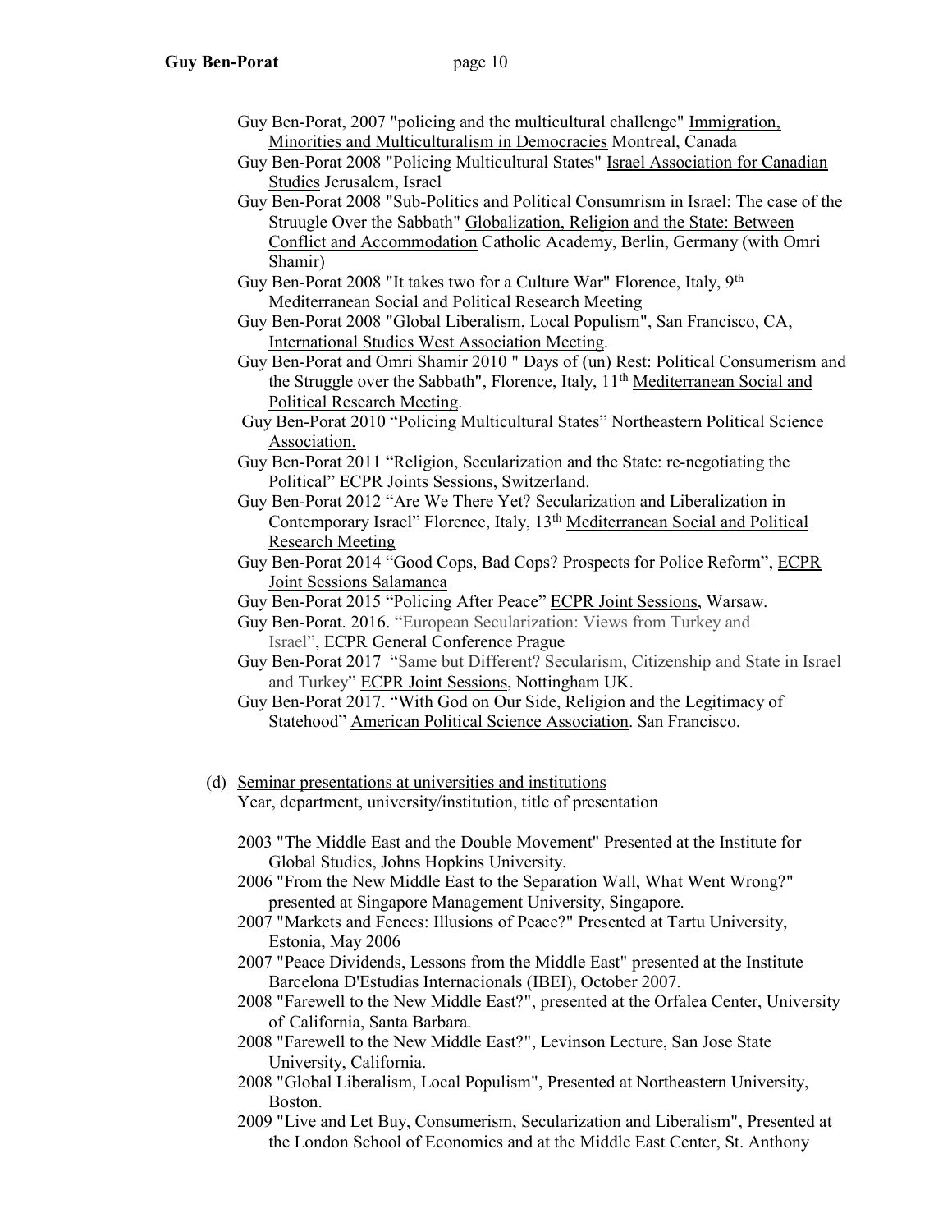- Guy Ben-Porat, 2007 "policing and the multicultural challenge" Immigration, Minorities and Multiculturalism in Democracies Montreal, Canada
- Guy Ben-Porat 2008 "Policing Multicultural States" Israel Association for Canadian Studies Jerusalem, Israel
- Guy Ben-Porat 2008 "Sub-Politics and Political Consumrism in Israel: The case of the Struugle Over the Sabbath" Globalization, Religion and the State: Between Conflict and Accommodation Catholic Academy, Berlin, Germany (with Omri Shamir)
- Guy Ben-Porat 2008 "It takes two for a Culture War" Florence, Italy, 9th Mediterranean Social and Political Research Meeting
- Guy Ben-Porat 2008 "Global Liberalism, Local Populism", San Francisco, CA, International Studies West Association Meeting.
- Guy Ben-Porat and Omri Shamir 2010 " Days of (un) Rest: Political Consumerism and the Struggle over the Sabbath", Florence, Italy, 11th Mediterranean Social and Political Research Meeting.
- Guy Ben-Porat 2010 "Policing Multicultural States" Northeastern Political Science Association.
- Guy Ben-Porat 2011 "Religion, Secularization and the State: re-negotiating the Political" ECPR Joints Sessions, Switzerland.
- Guy Ben-Porat 2012 "Are We There Yet? Secularization and Liberalization in Contemporary Israel" Florence, Italy, 13th Mediterranean Social and Political Research Meeting
- Guy Ben-Porat 2014 "Good Cops, Bad Cops? Prospects for Police Reform", ECPR Joint Sessions Salamanca
- Guy Ben-Porat 2015 "Policing After Peace" ECPR Joint Sessions, Warsaw.
- Guy Ben-Porat. 2016. "European Secularization: Views from Turkey and Israel", ECPR General Conference Prague
- Guy Ben-Porat 2017 "Same but Different? Secularism, Citizenship and State in Israel and Turkey" ECPR Joint Sessions, Nottingham UK.
- Guy Ben-Porat 2017. "With God on Our Side, Religion and the Legitimacy of Statehood" American Political Science Association. San Francisco.

(d) Seminar presentations at universities and institutions
Year, department, university/institution, title of presentation

- 2003 "The Middle East and the Double Movement" Presented at the Institute for Global Studies, Johns Hopkins University.
- 2006 "From the New Middle East to the Separation Wall, What Went Wrong?" presented at Singapore Management University, Singapore.
- 2007 "Markets and Fences: Illusions of Peace?" Presented at Tartu University, Estonia, May 2006
- 2007 "Peace Dividends, Lessons from the Middle East" presented at the Institute Barcelona D'Estudias Internacionals (IBEI), October 2007.
- 2008 "Farewell to the New Middle East?", presented at the Orfalea Center, University of California, Santa Barbara.
- 2008 "Farewell to the New Middle East?", Levinson Lecture, San Jose State University, California.
- 2008 "Global Liberalism, Local Populism", Presented at Northeastern University, Boston.
- 2009 "Live and Let Buy, Consumerism, Secularization and Liberalism", Presented at the London School of Economics and at the Middle East Center, St. Anthony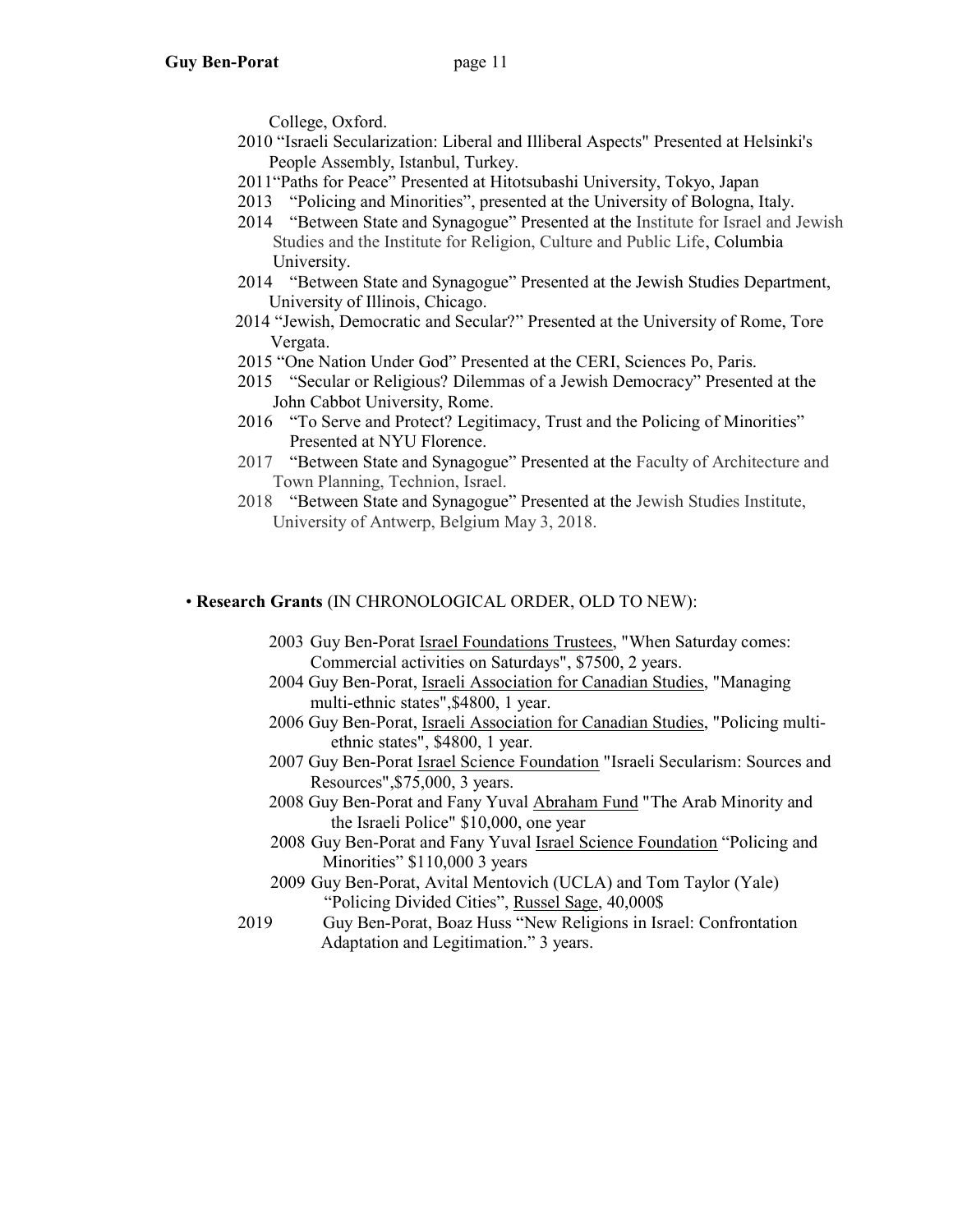College, Oxford.

- 2010 "Israeli Secularization: Liberal and Illiberal Aspects" Presented at Helsinki's People Assembly, Istanbul, Turkey.
- 2011"Paths for Peace" Presented at Hitotsubashi University, Tokyo, Japan
- 2013 "Policing and Minorities", presented at the University of Bologna, Italy.
- 2014 "Between State and Synagogue" Presented at the Institute for Israel and Jewish Studies and the Institute for Religion, Culture and Public Life, Columbia University.
- 2014 "Between State and Synagogue" Presented at the Jewish Studies Department, University of Illinois, Chicago.
- 2014 "Jewish, Democratic and Secular?" Presented at the University of Rome, Tore Vergata.
- 2015 "One Nation Under God" Presented at the CERI, Sciences Po, Paris.
- 2015 "Secular or Religious? Dilemmas of a Jewish Democracy" Presented at the John Cabbot University, Rome.
- 2016 "To Serve and Protect? Legitimacy, Trust and the Policing of Minorities" Presented at NYU Florence.
- 2017 "Between State and Synagogue" Presented at the Faculty of Architecture and Town Planning, Technion, Israel.
- 2018 "Between State and Synagogue" Presented at the Jewish Studies Institute, University of Antwerp, Belgium May 3, 2018.

• **Research Grants** (IN CHRONOLOGICAL ORDER, OLD TO NEW):

- 2003 Guy Ben-Porat Israel Foundations Trustees, "When Saturday comes: Commercial activities on Saturdays", $7500, 2 years.
- 2004 Guy Ben-Porat, Israeli Association for Canadian Studies, "Managing multi-ethnic states",$4800, 1 year.
- 2006 Guy Ben-Porat, Israeli Association for Canadian Studies, "Policing multi-ethnic states", $4800, 1 year.
- 2007 Guy Ben-Porat Israel Science Foundation "Israeli Secularism: Sources and Resources",$75,000, 3 years.
- 2008 Guy Ben-Porat and Fany Yuval Abraham Fund "The Arab Minority and the Israeli Police" $10,000, one year
- 2008 Guy Ben-Porat and Fany Yuval Israel Science Foundation "Policing and Minorities" $110,000 3 years
- 2009 Guy Ben-Porat, Avital Mentovich (UCLA) and Tom Taylor (Yale) "Policing Divided Cities", Russel Sage, 40,000$
- 2019 Guy Ben-Porat, Boaz Huss "New Religions in Israel: Confrontation Adaptation and Legitimation." 3 years.